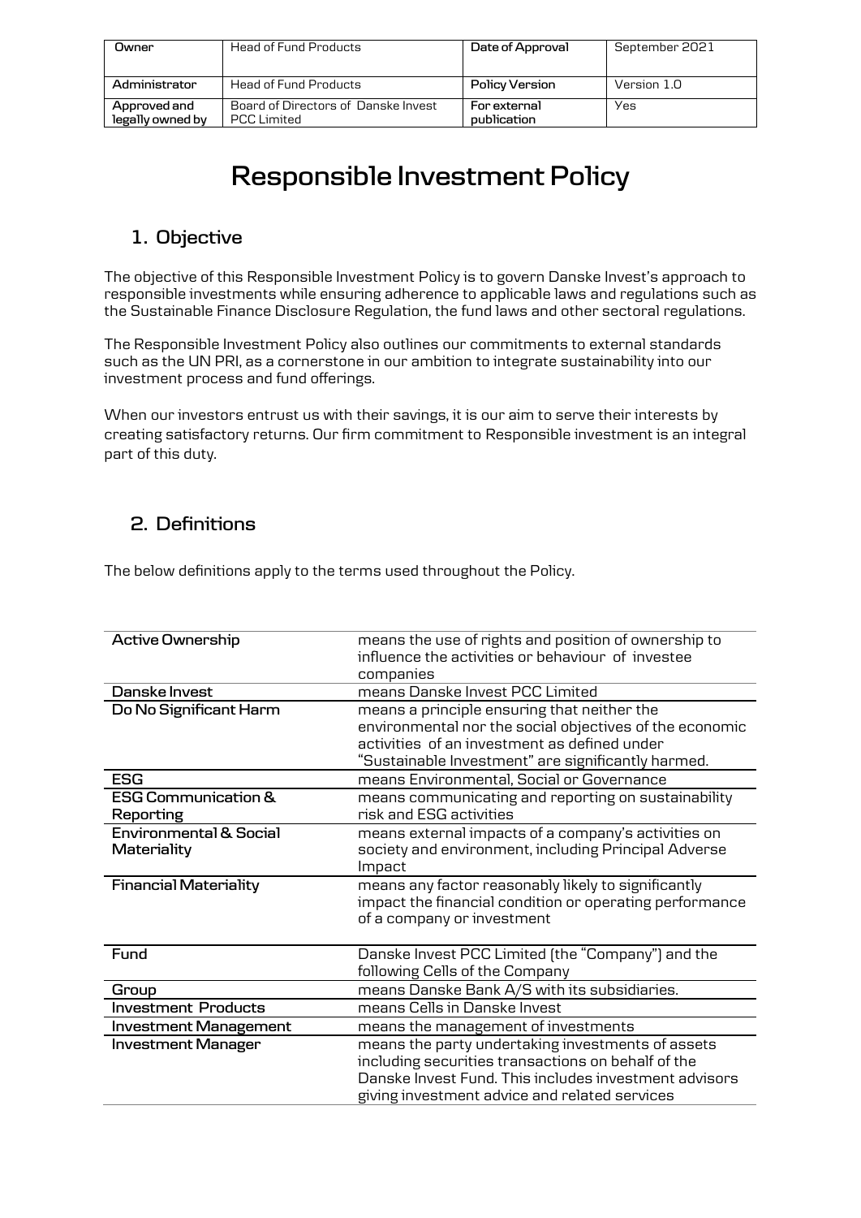| Owner | Head of Fund Products | Date of Approval | September 2021 |
|---|---|---|---|
| Administrator | Head of Fund Products | Policy Version | Version 1.0 |
| Approved and legally owned by | Board of Directors of Danske Invest PCC Limited | For external publication | Yes |

# Responsible Investment Policy

## 1. Objective

The objective of this Responsible Investment Policy is to govern Danske Invest's approach to responsible investments while ensuring adherence to applicable laws and regulations such as the Sustainable Finance Disclosure Regulation, the fund laws and other sectoral regulations.

The Responsible Investment Policy also outlines our commitments to external standards such as the UN PRI, as a cornerstone in our ambition to integrate sustainability into our investment process and fund offerings.

When our investors entrust us with their savings, it is our aim to serve their interests by creating satisfactory returns. Our firm commitment to Responsible investment is an integral part of this duty.

## 2. Definitions

The below definitions apply to the terms used throughout the Policy.

| Term | Definition |
|---|---|
| **Active Ownership** | means the use of rights and position of ownership to influence the activities or behaviour of investee companies |
| **Danske Invest** | means Danske Invest PCC Limited |
| **Do No Significant Harm** | means a principle ensuring that neither the environmental nor the social objectives of the economic activities of an investment as defined under "Sustainable Investment" are significantly harmed. |
| **ESG** | means Environmental, Social or Governance |
| **ESG Communication & Reporting** | means communicating and reporting on sustainability risk and ESG activities |
| **Environmental & Social Materiality** | means external impacts of a company's activities on society and environment, including Principal Adverse Impact |
| **Financial Materiality** | means any factor reasonably likely to significantly impact the financial condition or operating performance of a company or investment |
| **Fund** | Danske Invest PCC Limited (the "Company") and the following Cells of the Company |
| **Group** | means Danske Bank A/S with its subsidiaries. |
| **Investment Products** | means Cells in Danske Invest |
| **Investment Management** | means the management of investments |
| **Investment Manager** | means the party undertaking investments of assets including securities transactions on behalf of the Danske Invest Fund. This includes investment advisors giving investment advice and related services |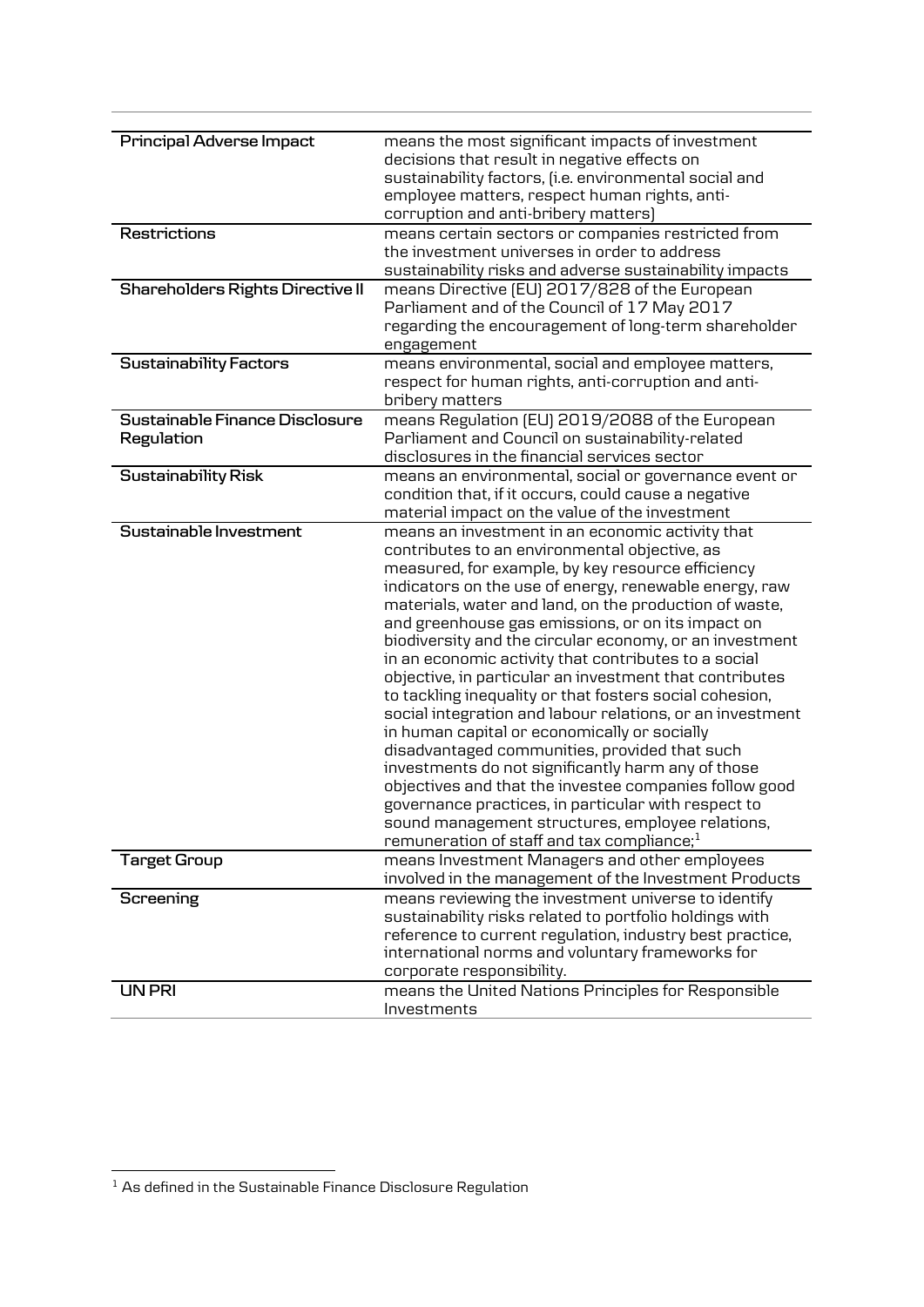| | |
|---|---|
| **Principal Adverse Impact** | means the most significant impacts of investment decisions that result in negative effects on sustainability factors, (i.e. environmental social and employee matters, respect human rights, anti-corruption and anti-bribery matters) |
| **Restrictions** | means certain sectors or companies restricted from the investment universes in order to address sustainability risks and adverse sustainability impacts |
| **Shareholders Rights Directive II** | means Directive (EU) 2017/828 of the European Parliament and of the Council of 17 May 2017 regarding the encouragement of long-term shareholder engagement |
| **Sustainability Factors** | means environmental, social and employee matters, respect for human rights, anti-corruption and anti-bribery matters |
| **Sustainable Finance Disclosure Regulation** | means Regulation (EU) 2019/2088 of the European Parliament and Council on sustainability-related disclosures in the financial services sector |
| **Sustainability Risk** | means an environmental, social or governance event or condition that, if it occurs, could cause a negative material impact on the value of the investment |
| **Sustainable Investment** | means an investment in an economic activity that contributes to an environmental objective, as measured, for example, by key resource efficiency indicators on the use of energy, renewable energy, raw materials, water and land, on the production of waste, and greenhouse gas emissions, or on its impact on biodiversity and the circular economy, or an investment in an economic activity that contributes to a social objective, in particular an investment that contributes to tackling inequality or that fosters social cohesion, social integration and labour relations, or an investment in human capital or economically or socially disadvantaged communities, provided that such investments do not significantly harm any of those objectives and that the investee companies follow good governance practices, in particular with respect to sound management structures, employee relations, remuneration of staff and tax compliance;[1] |
| **Target Group** | means Investment Managers and other employees involved in the management of the Investment Products |
| **Screening** | means reviewing the investment universe to identify sustainability risks related to portfolio holdings with reference to current regulation, industry best practice, international norms and voluntary frameworks for corporate responsibility. |
| **UN PRI** | means the United Nations Principles for Responsible Investments |

[1] As defined in the Sustainable Finance Disclosure Regulation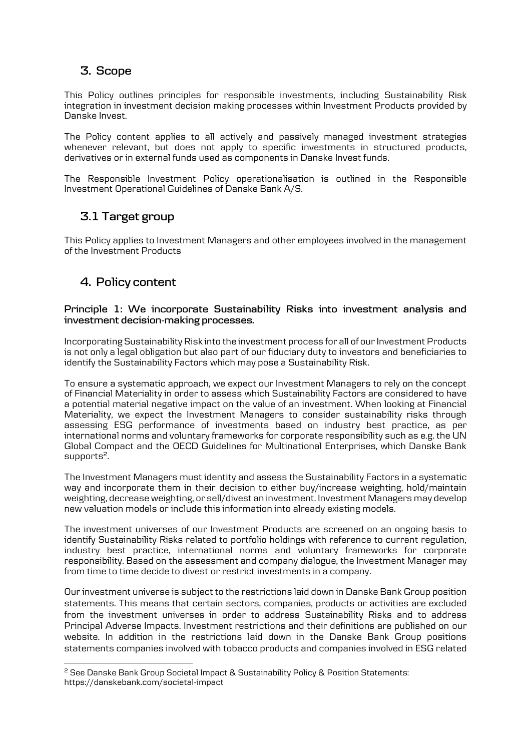## 3. Scope

This Policy outlines principles for responsible investments, including Sustainability Risk integration in investment decision making processes within Investment Products provided by Danske Invest.

The Policy content applies to all actively and passively managed investment strategies whenever relevant, but does not apply to specific investments in structured products, derivatives or in external funds used as components in Danske Invest funds.

The Responsible Investment Policy operationalisation is outlined in the Responsible Investment Operational Guidelines of Danske Bank A/S.

## 3.1 Target group

This Policy applies to Investment Managers and other employees involved in the management of the Investment Products

## 4. Policy content

**Principle 1: We incorporate Sustainability Risks into investment analysis and investment decision-making processes.**

Incorporating Sustainability Risk into the investment process for all of our Investment Products is not only a legal obligation but also part of our fiduciary duty to investors and beneficiaries to identify the Sustainability Factors which may pose a Sustainability Risk.

To ensure a systematic approach, we expect our Investment Managers to rely on the concept of Financial Materiality in order to assess which Sustainability Factors are considered to have a potential material negative impact on the value of an investment. When looking at Financial Materiality, we expect the Investment Managers to consider sustainability risks through assessing ESG performance of investments based on industry best practice, as per international norms and voluntary frameworks for corporate responsibility such as e.g. the UN Global Compact and the OECD Guidelines for Multinational Enterprises, which Danske Bank supports[2].

The Investment Managers must identity and assess the Sustainability Factors in a systematic way and incorporate them in their decision to either buy/increase weighting, hold/maintain weighting, decrease weighting, or sell/divest an investment. Investment Managers may develop new valuation models or include this information into already existing models.

The investment universes of our Investment Products are screened on an ongoing basis to identify Sustainability Risks related to portfolio holdings with reference to current regulation, industry best practice, international norms and voluntary frameworks for corporate responsibility. Based on the assessment and company dialogue, the Investment Manager may from time to time decide to divest or restrict investments in a company.

Our investment universe is subject to the restrictions laid down in Danske Bank Group position statements. This means that certain sectors, companies, products or activities are excluded from the investment universes in order to address Sustainability Risks and to address Principal Adverse Impacts. Investment restrictions and their definitions are published on our website. In addition in the restrictions laid down in the Danske Bank Group positions statements companies involved with tobacco products and companies involved in ESG related

[2] See Danske Bank Group Societal Impact & Sustainability Policy & Position Statements: https://danskebank.com/societal-impact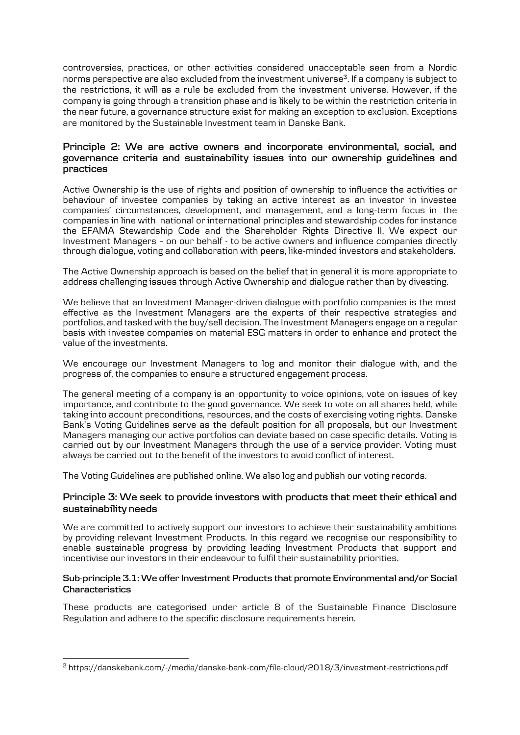controversies, practices, or other activities considered unacceptable seen from a Nordic norms perspective are also excluded from the investment universe[3]. If a company is subject to the restrictions, it will as a rule be excluded from the investment universe. However, if the company is going through a transition phase and is likely to be within the restriction criteria in the near future, a governance structure exist for making an exception to exclusion. Exceptions are monitored by the Sustainable Investment team in Danske Bank.

### Principle 2: We are active owners and incorporate environmental, social, and governance criteria and sustainability issues into our ownership guidelines and practices

Active Ownership is the use of rights and position of ownership to influence the activities or behaviour of investee companies by taking an active interest as an investor in investee companies' circumstances, development, and management, and a long-term focus in the companies in line with national or international principles and stewardship codes for instance the EFAMA Stewardship Code and the Shareholder Rights Directive II. We expect our Investment Managers – on our behalf - to be active owners and influence companies directly through dialogue, voting and collaboration with peers, like-minded investors and stakeholders.

The Active Ownership approach is based on the belief that in general it is more appropriate to address challenging issues through Active Ownership and dialogue rather than by divesting.

We believe that an Investment Manager-driven dialogue with portfolio companies is the most effective as the Investment Managers are the experts of their respective strategies and portfolios, and tasked with the buy/sell decision. The Investment Managers engage on a regular basis with investee companies on material ESG matters in order to enhance and protect the value of the investments.

We encourage our Investment Managers to log and monitor their dialogue with, and the progress of, the companies to ensure a structured engagement process.

The general meeting of a company is an opportunity to voice opinions, vote on issues of key importance, and contribute to the good governance. We seek to vote on all shares held, while taking into account preconditions, resources, and the costs of exercising voting rights. Danske Bank's Voting Guidelines serve as the default position for all proposals, but our Investment Managers managing our active portfolios can deviate based on case specific details. Voting is carried out by our Investment Managers through the use of a service provider. Voting must always be carried out to the benefit of the investors to avoid conflict of interest.

The Voting Guidelines are published online. We also log and publish our voting records.

### Principle 3: We seek to provide investors with products that meet their ethical and sustainability needs

We are committed to actively support our investors to achieve their sustainability ambitions by providing relevant Investment Products. In this regard we recognise our responsibility to enable sustainable progress by providing leading Investment Products that support and incentivise our investors in their endeavour to fulfil their sustainability priorities.

#### Sub-principle 3.1: We offer Investment Products that promote Environmental and/or Social Characteristics

These products are categorised under article 8 of the Sustainable Finance Disclosure Regulation and adhere to the specific disclosure requirements herein.

[3] https://danskebank.com/-/media/danske-bank-com/file-cloud/2018/3/investment-restrictions.pdf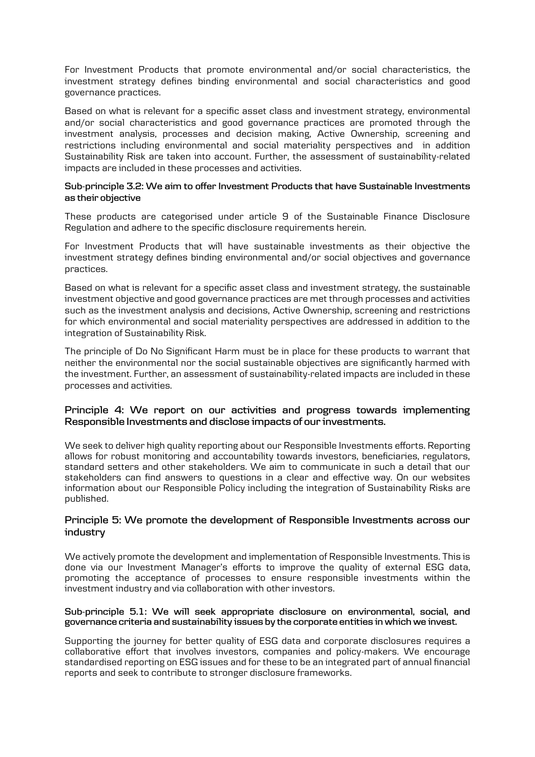For Investment Products that promote environmental and/or social characteristics, the investment strategy defines binding environmental and social characteristics and good governance practices.

Based on what is relevant for a specific asset class and investment strategy, environmental and/or social characteristics and good governance practices are promoted through the investment analysis, processes and decision making, Active Ownership, screening and restrictions including environmental and social materiality perspectives and in addition Sustainability Risk are taken into account. Further, the assessment of sustainability-related impacts are included in these processes and activities.

#### Sub-principle 3.2: We aim to offer Investment Products that have Sustainable Investments as their objective

These products are categorised under article 9 of the Sustainable Finance Disclosure Regulation and adhere to the specific disclosure requirements herein.

For Investment Products that will have sustainable investments as their objective the investment strategy defines binding environmental and/or social objectives and governance practices.

Based on what is relevant for a specific asset class and investment strategy, the sustainable investment objective and good governance practices are met through processes and activities such as the investment analysis and decisions, Active Ownership, screening and restrictions for which environmental and social materiality perspectives are addressed in addition to the integration of Sustainability Risk.

The principle of Do No Significant Harm must be in place for these products to warrant that neither the environmental nor the social sustainable objectives are significantly harmed with the investment. Further, an assessment of sustainability-related impacts are included in these processes and activities.

### Principle 4: We report on our activities and progress towards implementing Responsible Investments and disclose impacts of our investments.

We seek to deliver high quality reporting about our Responsible Investments efforts. Reporting allows for robust monitoring and accountability towards investors, beneficiaries, regulators, standard setters and other stakeholders. We aim to communicate in such a detail that our stakeholders can find answers to questions in a clear and effective way. On our websites information about our Responsible Policy including the integration of Sustainability Risks are published.

### Principle 5: We promote the development of Responsible Investments across our industry

We actively promote the development and implementation of Responsible Investments. This is done via our Investment Manager's efforts to improve the quality of external ESG data, promoting the acceptance of processes to ensure responsible investments within the investment industry and via collaboration with other investors.

#### Sub-principle 5.1: We will seek appropriate disclosure on environmental, social, and governance criteria and sustainability issues by the corporate entities in which we invest.

Supporting the journey for better quality of ESG data and corporate disclosures requires a collaborative effort that involves investors, companies and policy-makers. We encourage standardised reporting on ESG issues and for these to be an integrated part of annual financial reports and seek to contribute to stronger disclosure frameworks.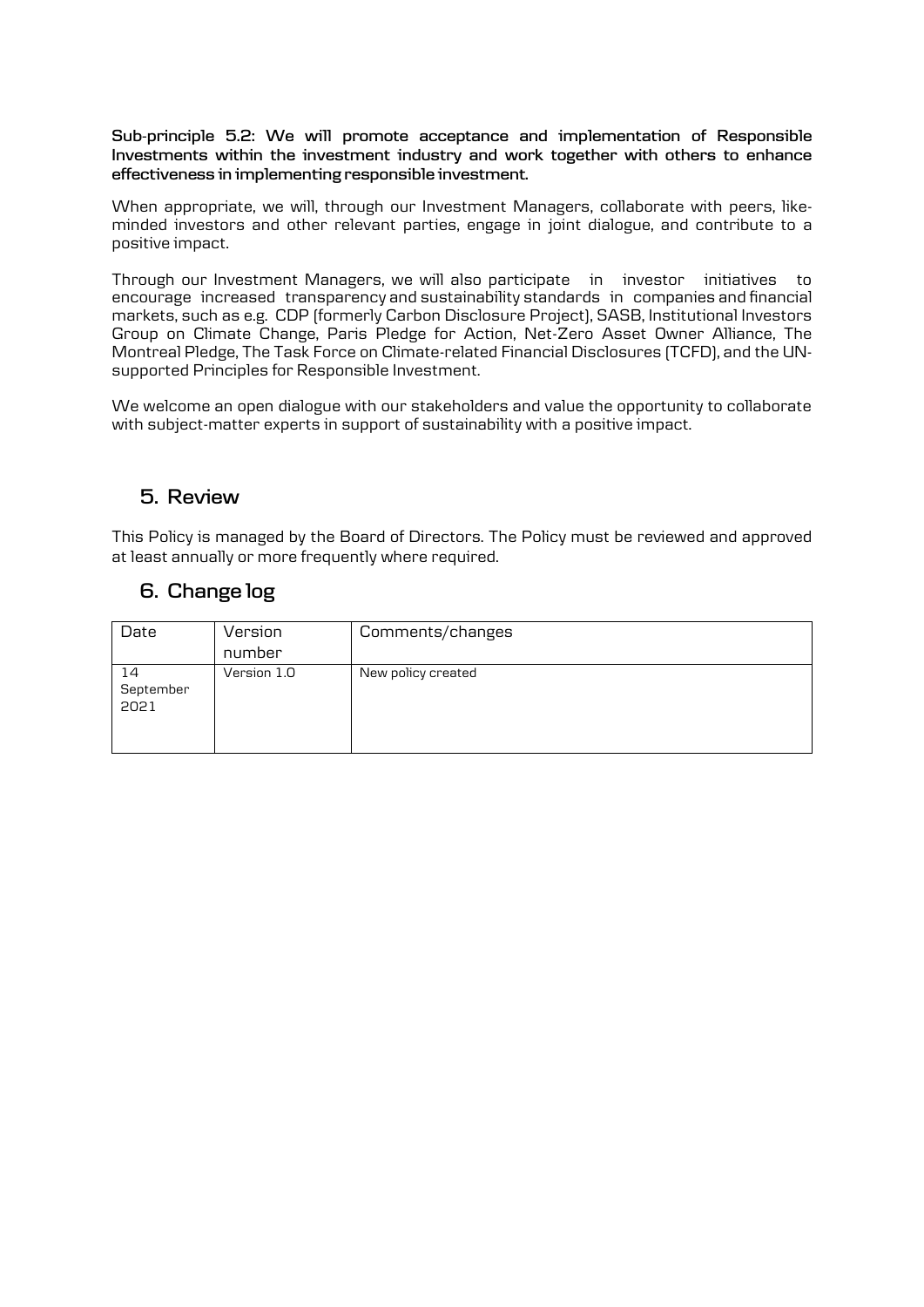**Sub-principle 5.2: We will promote acceptance and implementation of Responsible Investments within the investment industry and work together with others to enhance effectiveness in implementing responsible investment.**

When appropriate, we will, through our Investment Managers, collaborate with peers, like-minded investors and other relevant parties, engage in joint dialogue, and contribute to a positive impact.

Through our Investment Managers, we will also participate in investor initiatives to encourage increased transparency and sustainability standards in companies and financial markets, such as e.g. CDP (formerly Carbon Disclosure Project), SASB, Institutional Investors Group on Climate Change, Paris Pledge for Action, Net-Zero Asset Owner Alliance, The Montreal Pledge, The Task Force on Climate-related Financial Disclosures (TCFD), and the UN-supported Principles for Responsible Investment.

We welcome an open dialogue with our stakeholders and value the opportunity to collaborate with subject-matter experts in support of sustainability with a positive impact.

## 5. Review

This Policy is managed by the Board of Directors. The Policy must be reviewed and approved at least annually or more frequently where required.

## 6. Change log

| Date | Version number | Comments/changes |
|---|---|---|
| 14 September 2021 | Version 1.0 | New policy created |